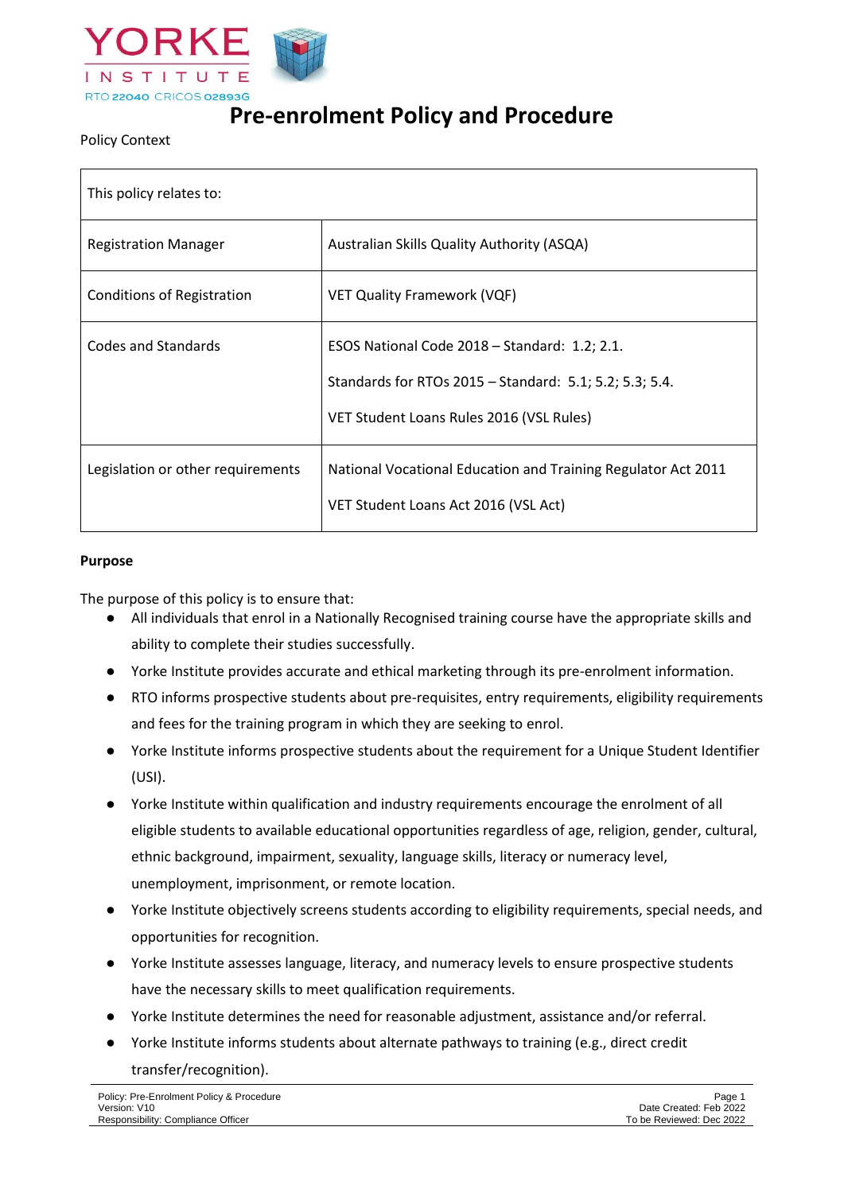# Pre-enrolment Policy and Procedure

Policy Context

| This policy relates to: | |
|---|---|
| Registration Manager | Australian Skills Quality Authority (ASQA) |
| Conditions of Registration | VET Quality Framework (VQF) |
| Codes and Standards | ESOS National Code 2018 – Standard: 1.2; 2.1.<br><br>Standards for RTOs 2015 – Standard: 5.1; 5.2; 5.3; 5.4.<br><br>VET Student Loans Rules 2016 (VSL Rules) |
| Legislation or other requirements | National Vocational Education and Training Regulator Act 2011<br><br>VET Student Loans Act 2016 (VSL Act) |

**Purpose**

The purpose of this policy is to ensure that:

- All individuals that enrol in a Nationally Recognised training course have the appropriate skills and ability to complete their studies successfully.
- Yorke Institute provides accurate and ethical marketing through its pre-enrolment information.
- RTO informs prospective students about pre-requisites, entry requirements, eligibility requirements and fees for the training program in which they are seeking to enrol.
- Yorke Institute informs prospective students about the requirement for a Unique Student Identifier (USI).
- Yorke Institute within qualification and industry requirements encourage the enrolment of all eligible students to available educational opportunities regardless of age, religion, gender, cultural, ethnic background, impairment, sexuality, language skills, literacy or numeracy level, unemployment, imprisonment, or remote location.
- Yorke Institute objectively screens students according to eligibility requirements, special needs, and opportunities for recognition.
- Yorke Institute assesses language, literacy, and numeracy levels to ensure prospective students have the necessary skills to meet qualification requirements.
- Yorke Institute determines the need for reasonable adjustment, assistance and/or referral.
- Yorke Institute informs students about alternate pathways to training (e.g., direct credit transfer/recognition).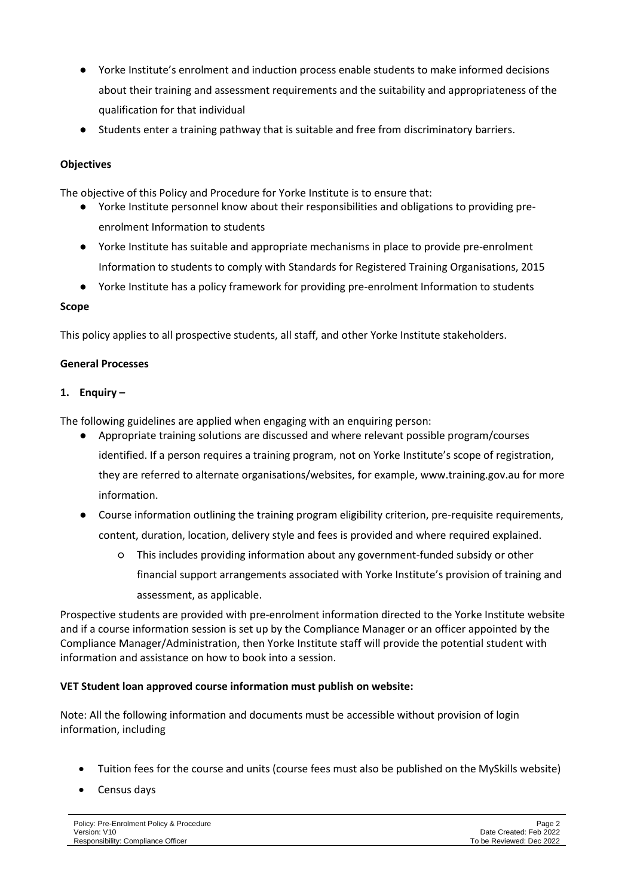- Yorke Institute's enrolment and induction process enable students to make informed decisions about their training and assessment requirements and the suitability and appropriateness of the qualification for that individual
- Students enter a training pathway that is suitable and free from discriminatory barriers.

**Objectives**

The objective of this Policy and Procedure for Yorke Institute is to ensure that:

- Yorke Institute personnel know about their responsibilities and obligations to providing pre-enrolment Information to students
- Yorke Institute has suitable and appropriate mechanisms in place to provide pre-enrolment Information to students to comply with Standards for Registered Training Organisations, 2015
- Yorke Institute has a policy framework for providing pre-enrolment Information to students

**Scope**

This policy applies to all prospective students, all staff, and other Yorke Institute stakeholders.

**General Processes**

**1. Enquiry –**

The following guidelines are applied when engaging with an enquiring person:

- Appropriate training solutions are discussed and where relevant possible program/courses identified. If a person requires a training program, not on Yorke Institute's scope of registration, they are referred to alternate organisations/websites, for example, www.training.gov.au for more information.
- Course information outlining the training program eligibility criterion, pre-requisite requirements, content, duration, location, delivery style and fees is provided and where required explained.
  - This includes providing information about any government-funded subsidy or other financial support arrangements associated with Yorke Institute's provision of training and assessment, as applicable.

Prospective students are provided with pre-enrolment information directed to the Yorke Institute website and if a course information session is set up by the Compliance Manager or an officer appointed by the Compliance Manager/Administration, then Yorke Institute staff will provide the potential student with information and assistance on how to book into a session.

**VET Student loan approved course information must publish on website:**

Note: All the following information and documents must be accessible without provision of login information, including

- Tuition fees for the course and units (course fees must also be published on the MySkills website)
- Census days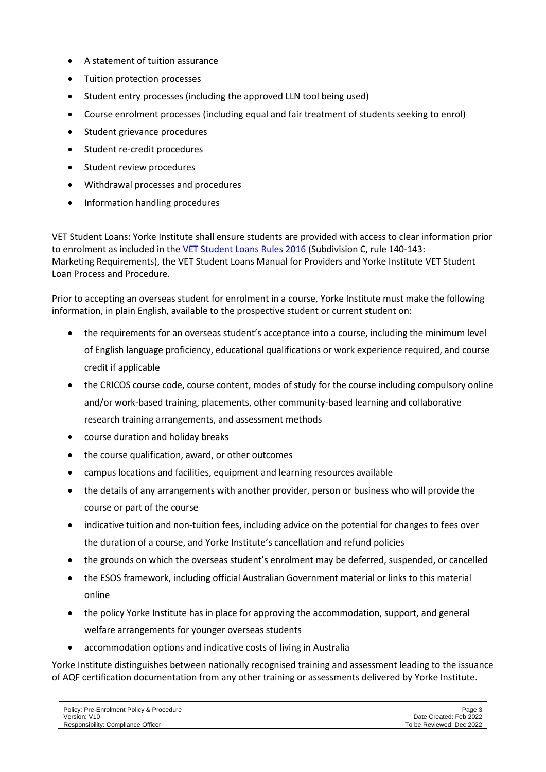- A statement of tuition assurance
- Tuition protection processes
- Student entry processes (including the approved LLN tool being used)
- Course enrolment processes (including equal and fair treatment of students seeking to enrol)
- Student grievance procedures
- Student re-credit procedures
- Student review procedures
- Withdrawal processes and procedures
- Information handling procedures

VET Student Loans: Yorke Institute shall ensure students are provided with access to clear information prior to enrolment as included in the VET Student Loans Rules 2016 (Subdivision C, rule 140-143: Marketing Requirements), the VET Student Loans Manual for Providers and Yorke Institute VET Student Loan Process and Procedure.

Prior to accepting an overseas student for enrolment in a course, Yorke Institute must make the following information, in plain English, available to the prospective student or current student on:

- the requirements for an overseas student's acceptance into a course, including the minimum level of English language proficiency, educational qualifications or work experience required, and course credit if applicable
- the CRICOS course code, course content, modes of study for the course including compulsory online and/or work-based training, placements, other community-based learning and collaborative research training arrangements, and assessment methods
- course duration and holiday breaks
- the course qualification, award, or other outcomes
- campus locations and facilities, equipment and learning resources available
- the details of any arrangements with another provider, person or business who will provide the course or part of the course
- indicative tuition and non-tuition fees, including advice on the potential for changes to fees over the duration of a course, and Yorke Institute's cancellation and refund policies
- the grounds on which the overseas student's enrolment may be deferred, suspended, or cancelled
- the ESOS framework, including official Australian Government material or links to this material online
- the policy Yorke Institute has in place for approving the accommodation, support, and general welfare arrangements for younger overseas students
- accommodation options and indicative costs of living in Australia

Yorke Institute distinguishes between nationally recognised training and assessment leading to the issuance of AQF certification documentation from any other training or assessments delivered by Yorke Institute.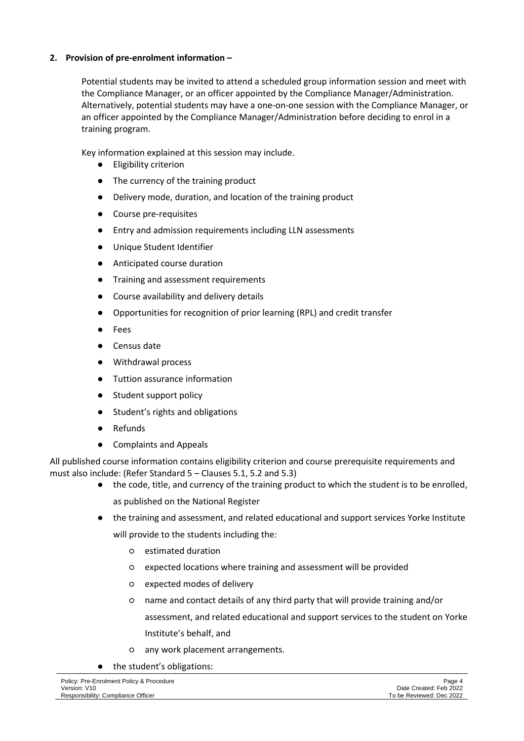**2. Provision of pre-enrolment information –**

Potential students may be invited to attend a scheduled group information session and meet with the Compliance Manager, or an officer appointed by the Compliance Manager/Administration. Alternatively, potential students may have a one-on-one session with the Compliance Manager, or an officer appointed by the Compliance Manager/Administration before deciding to enrol in a training program.

Key information explained at this session may include.

- Eligibility criterion
- The currency of the training product
- Delivery mode, duration, and location of the training product
- Course pre-requisites
- Entry and admission requirements including LLN assessments
- Unique Student Identifier
- Anticipated course duration
- Training and assessment requirements
- Course availability and delivery details
- Opportunities for recognition of prior learning (RPL) and credit transfer
- Fees
- Census date
- Withdrawal process
- Tuttion assurance information
- Student support policy
- Student's rights and obligations
- Refunds
- Complaints and Appeals

All published course information contains eligibility criterion and course prerequisite requirements and must also include: (Refer Standard 5 – Clauses 5.1, 5.2 and 5.3)

- the code, title, and currency of the training product to which the student is to be enrolled, as published on the National Register
- the training and assessment, and related educational and support services Yorke Institute will provide to the students including the:
  - estimated duration
  - expected locations where training and assessment will be provided
  - expected modes of delivery
  - name and contact details of any third party that will provide training and/or assessment, and related educational and support services to the student on Yorke Institute's behalf, and
  - any work placement arrangements.
- the student's obligations: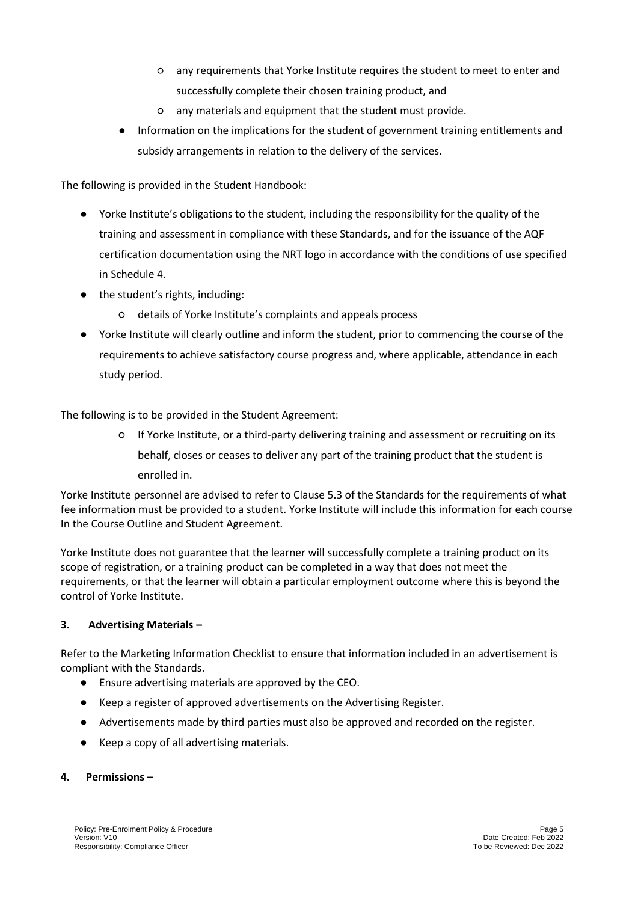- any requirements that Yorke Institute requires the student to meet to enter and successfully complete their chosen training product, and
  - any materials and equipment that the student must provide.
- Information on the implications for the student of government training entitlements and subsidy arrangements in relation to the delivery of the services.

The following is provided in the Student Handbook:

- Yorke Institute's obligations to the student, including the responsibility for the quality of the training and assessment in compliance with these Standards, and for the issuance of the AQF certification documentation using the NRT logo in accordance with the conditions of use specified in Schedule 4.
- the student's rights, including:
  - details of Yorke Institute's complaints and appeals process
- Yorke Institute will clearly outline and inform the student, prior to commencing the course of the requirements to achieve satisfactory course progress and, where applicable, attendance in each study period.

The following is to be provided in the Student Agreement:

  - If Yorke Institute, or a third-party delivering training and assessment or recruiting on its behalf, closes or ceases to deliver any part of the training product that the student is enrolled in.

Yorke Institute personnel are advised to refer to Clause 5.3 of the Standards for the requirements of what fee information must be provided to a student. Yorke Institute will include this information for each course In the Course Outline and Student Agreement.

Yorke Institute does not guarantee that the learner will successfully complete a training product on its scope of registration, or a training product can be completed in a way that does not meet the requirements, or that the learner will obtain a particular employment outcome where this is beyond the control of Yorke Institute.

**3. Advertising Materials –**

Refer to the Marketing Information Checklist to ensure that information included in an advertisement is compliant with the Standards.

- Ensure advertising materials are approved by the CEO.
- Keep a register of approved advertisements on the Advertising Register.
- Advertisements made by third parties must also be approved and recorded on the register.
- Keep a copy of all advertising materials.

**4. Permissions –**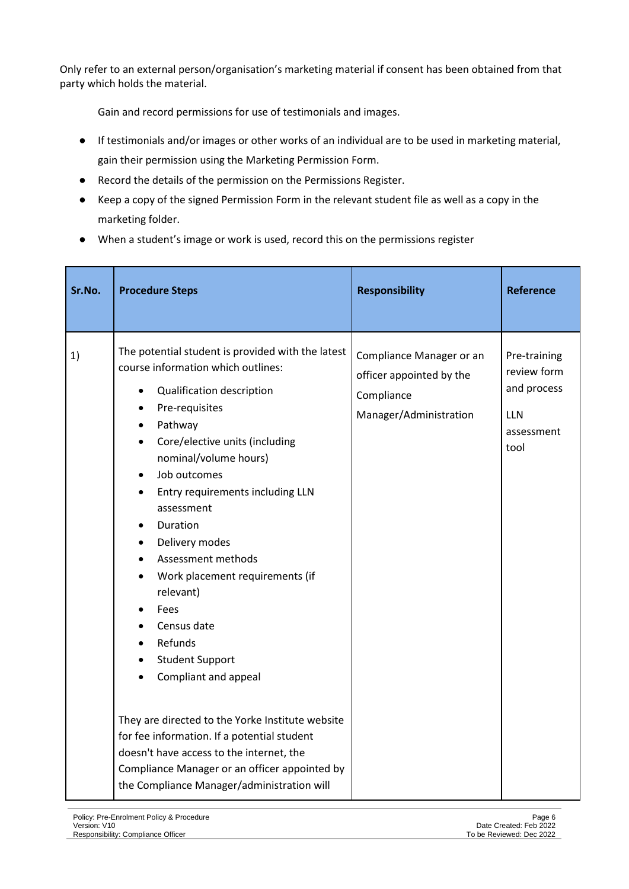Only refer to an external person/organisation's marketing material if consent has been obtained from that party which holds the material.

Gain and record permissions for use of testimonials and images.

- If testimonials and/or images or other works of an individual are to be used in marketing material, gain their permission using the Marketing Permission Form.
- Record the details of the permission on the Permissions Register.
- Keep a copy of the signed Permission Form in the relevant student file as well as a copy in the marketing folder.
- When a student's image or work is used, record this on the permissions register

| Sr.No. | Procedure Steps | Responsibility | Reference |
|---|---|---|---|
| 1) | The potential student is provided with the latest course information which outlines:<br>• Qualification description<br>• Pre-requisites<br>• Pathway<br>• Core/elective units (including nominal/volume hours)<br>• Job outcomes<br>• Entry requirements including LLN assessment<br>• Duration<br>• Delivery modes<br>• Assessment methods<br>• Work placement requirements (if relevant)<br>• Fees<br>• Census date<br>• Refunds<br>• Student Support<br>• Compliant and appeal<br><br>They are directed to the Yorke Institute website for fee information. If a potential student doesn't have access to the internet, the Compliance Manager or an officer appointed by the Compliance Manager/administration will | Compliance Manager or an officer appointed by the Compliance Manager/Administration | Pre-training review form and process<br><br>LLN assessment tool |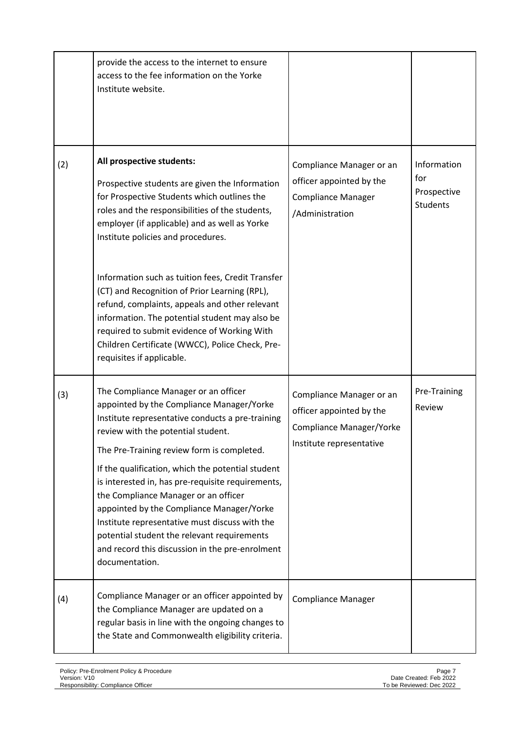|  |  |  |  |
|---|---|---|---|
|  | provide the access to the internet to ensure access to the fee information on the Yorke Institute website. |  |  |
| (2) | **All prospective students:**<br><br>Prospective students are given the Information for Prospective Students which outlines the roles and the responsibilities of the students, employer (if applicable) and as well as Yorke Institute policies and procedures.<br><br>Information such as tuition fees, Credit Transfer (CT) and Recognition of Prior Learning (RPL), refund, complaints, appeals and other relevant information. The potential student may also be required to submit evidence of Working With Children Certificate (WWCC), Police Check, Pre-requisites if applicable. | Compliance Manager or an officer appointed by the Compliance Manager /Administration | Information for Prospective Students |
| (3) | The Compliance Manager or an officer appointed by the Compliance Manager/Yorke Institute representative conducts a pre-training review with the potential student.<br><br>The Pre-Training review form is completed.<br><br>If the qualification, which the potential student is interested in, has pre-requisite requirements, the Compliance Manager or an officer appointed by the Compliance Manager/Yorke Institute representative must discuss with the potential student the relevant requirements and record this discussion in the pre-enrolment documentation. | Compliance Manager or an officer appointed by the Compliance Manager/Yorke Institute representative | Pre-Training Review |
| (4) | Compliance Manager or an officer appointed by the Compliance Manager are updated on a regular basis in line with the ongoing changes to the State and Commonwealth eligibility criteria. | Compliance Manager |  |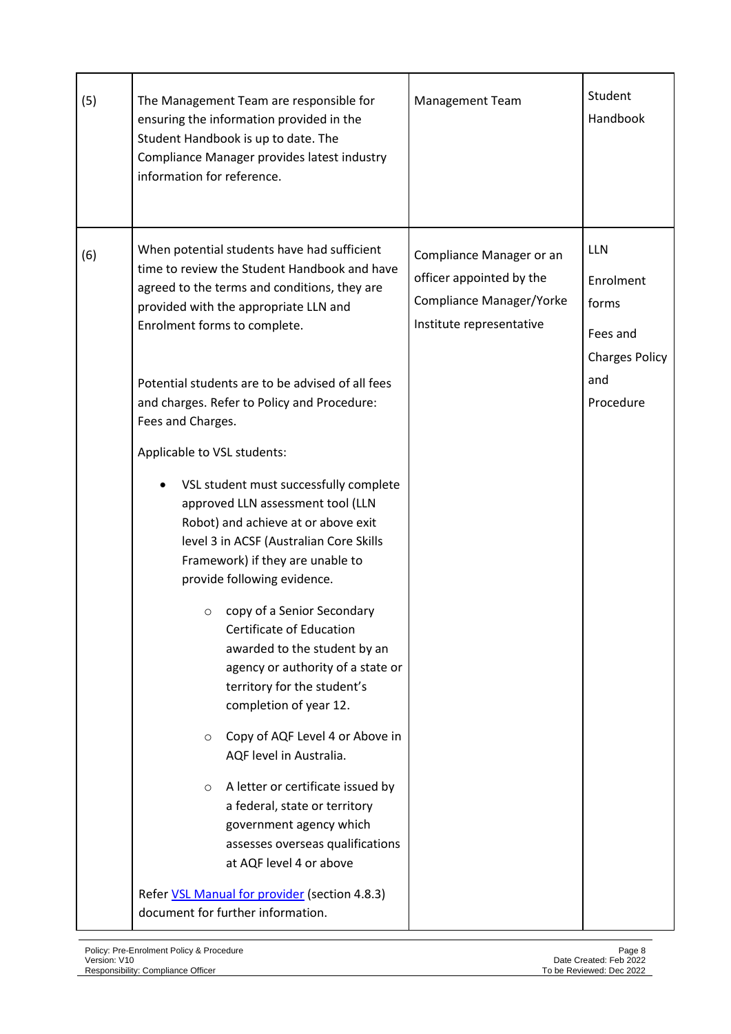| | | | |
|---|---|---|---|
| (5) | The Management Team are responsible for ensuring the information provided in the Student Handbook is up to date. The Compliance Manager provides latest industry information for reference. | Management Team | Student Handbook |
| (6) | When potential students have had sufficient time to review the Student Handbook and have agreed to the terms and conditions, they are provided with the appropriate LLN and Enrolment forms to complete.<br><br>Potential students are to be advised of all fees and charges. Refer to Policy and Procedure: Fees and Charges.<br><br>Applicable to VSL students:<br><br>• VSL student must successfully complete approved LLN assessment tool (LLN Robot) and achieve at or above exit level 3 in ACSF (Australian Core Skills Framework) if they are unable to provide following evidence.<br>&nbsp;&nbsp;&nbsp;&nbsp;○ copy of a Senior Secondary Certificate of Education awarded to the student by an agency or authority of a state or territory for the student's completion of year 12.<br>&nbsp;&nbsp;&nbsp;&nbsp;○ Copy of AQF Level 4 or Above in AQF level in Australia.<br>&nbsp;&nbsp;&nbsp;&nbsp;○ A letter or certificate issued by a federal, state or territory government agency which assesses overseas qualifications at AQF level 4 or above<br><br>Refer [VSL Manual for provider]() (section 4.8.3) document for further information. | Compliance Manager or an officer appointed by the Compliance Manager/Yorke Institute representative | LLN<br><br>Enrolment forms<br><br>Fees and Charges Policy and Procedure |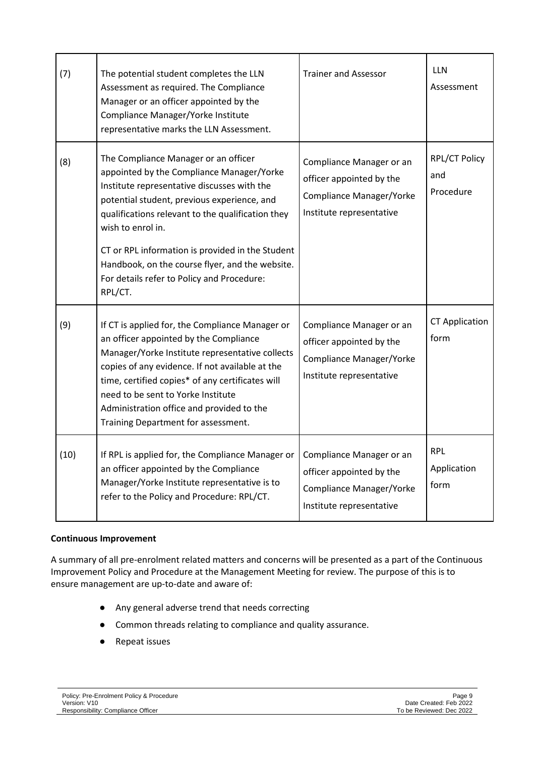| | | | |
|---|---|---|---|
| (7) | The potential student completes the LLN Assessment as required. The Compliance Manager or an officer appointed by the Compliance Manager/Yorke Institute representative marks the LLN Assessment. | Trainer and Assessor | LLN Assessment |
| (8) | The Compliance Manager or an officer appointed by the Compliance Manager/Yorke Institute representative discusses with the potential student, previous experience, and qualifications relevant to the qualification they wish to enrol in.<br><br>CT or RPL information is provided in the Student Handbook, on the course flyer, and the website. For details refer to Policy and Procedure: RPL/CT. | Compliance Manager or an officer appointed by the Compliance Manager/Yorke Institute representative | RPL/CT Policy and Procedure |
| (9) | If CT is applied for, the Compliance Manager or an officer appointed by the Compliance Manager/Yorke Institute representative collects copies of any evidence. If not available at the time, certified copies* of any certificates will need to be sent to Yorke Institute Administration office and provided to the Training Department for assessment. | Compliance Manager or an officer appointed by the Compliance Manager/Yorke Institute representative | CT Application form |
| (10) | If RPL is applied for, the Compliance Manager or an officer appointed by the Compliance Manager/Yorke Institute representative is to refer to the Policy and Procedure: RPL/CT. | Compliance Manager or an officer appointed by the Compliance Manager/Yorke Institute representative | RPL Application form |

**Continuous Improvement**

A summary of all pre-enrolment related matters and concerns will be presented as a part of the Continuous Improvement Policy and Procedure at the Management Meeting for review. The purpose of this is to ensure management are up-to-date and aware of:

- Any general adverse trend that needs correcting
- Common threads relating to compliance and quality assurance.
- Repeat issues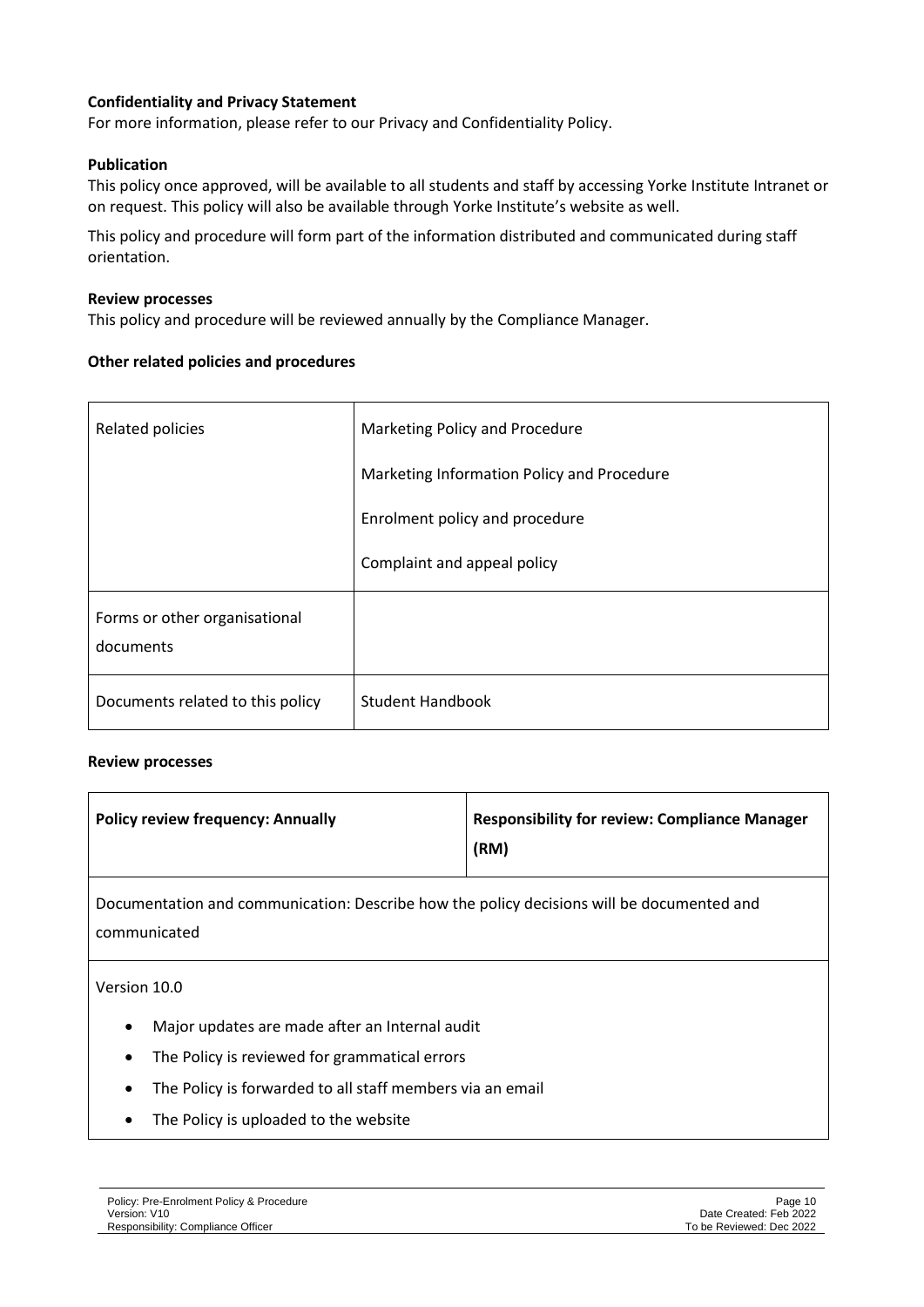**Confidentiality and Privacy Statement**

For more information, please refer to our Privacy and Confidentiality Policy.

**Publication**

This policy once approved, will be available to all students and staff by accessing Yorke Institute Intranet or on request. This policy will also be available through Yorke Institute's website as well.

This policy and procedure will form part of the information distributed and communicated during staff orientation.

**Review processes**

This policy and procedure will be reviewed annually by the Compliance Manager.

**Other related policies and procedures**

| | |
|---|---|
| Related policies | Marketing Policy and Procedure<br>Marketing Information Policy and Procedure<br>Enrolment policy and procedure<br>Complaint and appeal policy |
| Forms or other organisational documents | |
| Documents related to this policy | Student Handbook |

**Review processes**

| | |
|---|---|
| **Policy review frequency: Annually** | **Responsibility for review: Compliance Manager (RM)** |
| Documentation and communication: Describe how the policy decisions will be documented and communicated | |
| Version 10.0<br>• Major updates are made after an Internal audit<br>• The Policy is reviewed for grammatical errors<br>• The Policy is forwarded to all staff members via an email<br>• The Policy is uploaded to the website | |